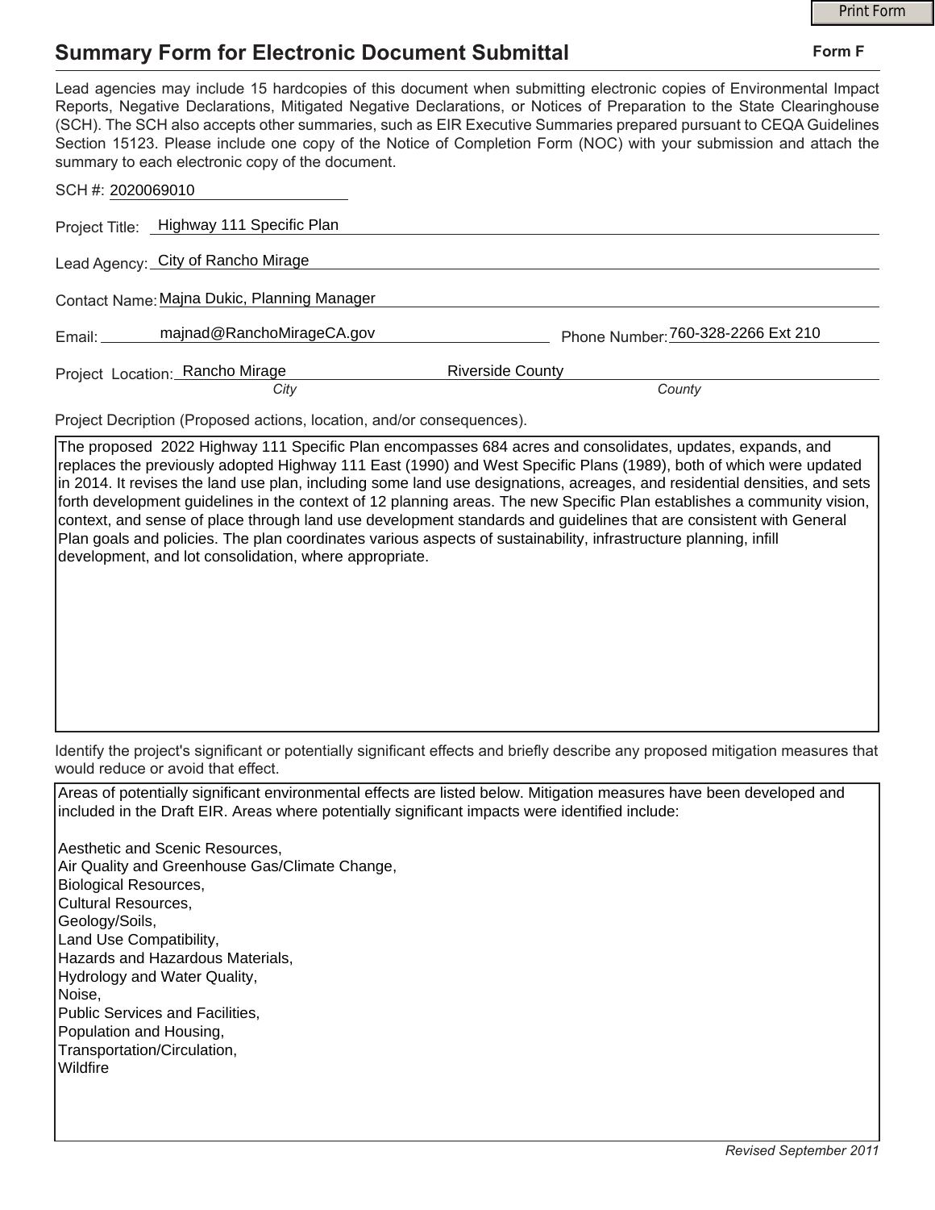# Summary Form for Electronic Document Submittal

**Form F**

Lead agencies may include 15 hardcopies of this document when submitting electronic copies of Environmental Impact Reports, Negative Declarations, Mitigated Negative Declarations, or Notices of Preparation to the State Clearinghouse (SCH). The SCH also accepts other summaries, such as EIR Executive Summaries prepared pursuant to CEQA Guidelines Section 15123. Please include one copy of the Notice of Completion Form (NOC) with your submission and attach the summary to each electronic copy of the document.

SCH #: 2020069010

Project Title: Highway 111 Specific Plan

Lead Agency: City of Rancho Mirage

Contact Name: Majna Dukic, Planning Manager

Email: majnad@RanchoMirageCA.gov

Phone Number: 760-328-2266 Ext 210

Project Location: Rancho Mirage (*City*) Riverside County (*County*)

Project Decription (Proposed actions, location, and/or consequences).

The proposed 2022 Highway 111 Specific Plan encompasses 684 acres and consolidates, updates, expands, and replaces the previously adopted Highway 111 East (1990) and West Specific Plans (1989), both of which were updated in 2014. It revises the land use plan, including some land use designations, acreages, and residential densities, and sets forth development guidelines in the context of 12 planning areas. The new Specific Plan establishes a community vision, context, and sense of place through land use development standards and guidelines that are consistent with General Plan goals and policies. The plan coordinates various aspects of sustainability, infrastructure planning, infill development, and lot consolidation, where appropriate.

Identify the project's significant or potentially significant effects and briefly describe any proposed mitigation measures that would reduce or avoid that effect.

Areas of potentially significant environmental effects are listed below. Mitigation measures have been developed and included in the Draft EIR. Areas where potentially significant impacts were identified include:

Aesthetic and Scenic Resources,
Air Quality and Greenhouse Gas/Climate Change,
Biological Resources,
Cultural Resources,
Geology/Soils,
Land Use Compatibility,
Hazards and Hazardous Materials,
Hydrology and Water Quality,
Noise,
Public Services and Facilities,
Population and Housing,
Transportation/Circulation,
Wildfire

*Revised September 2011*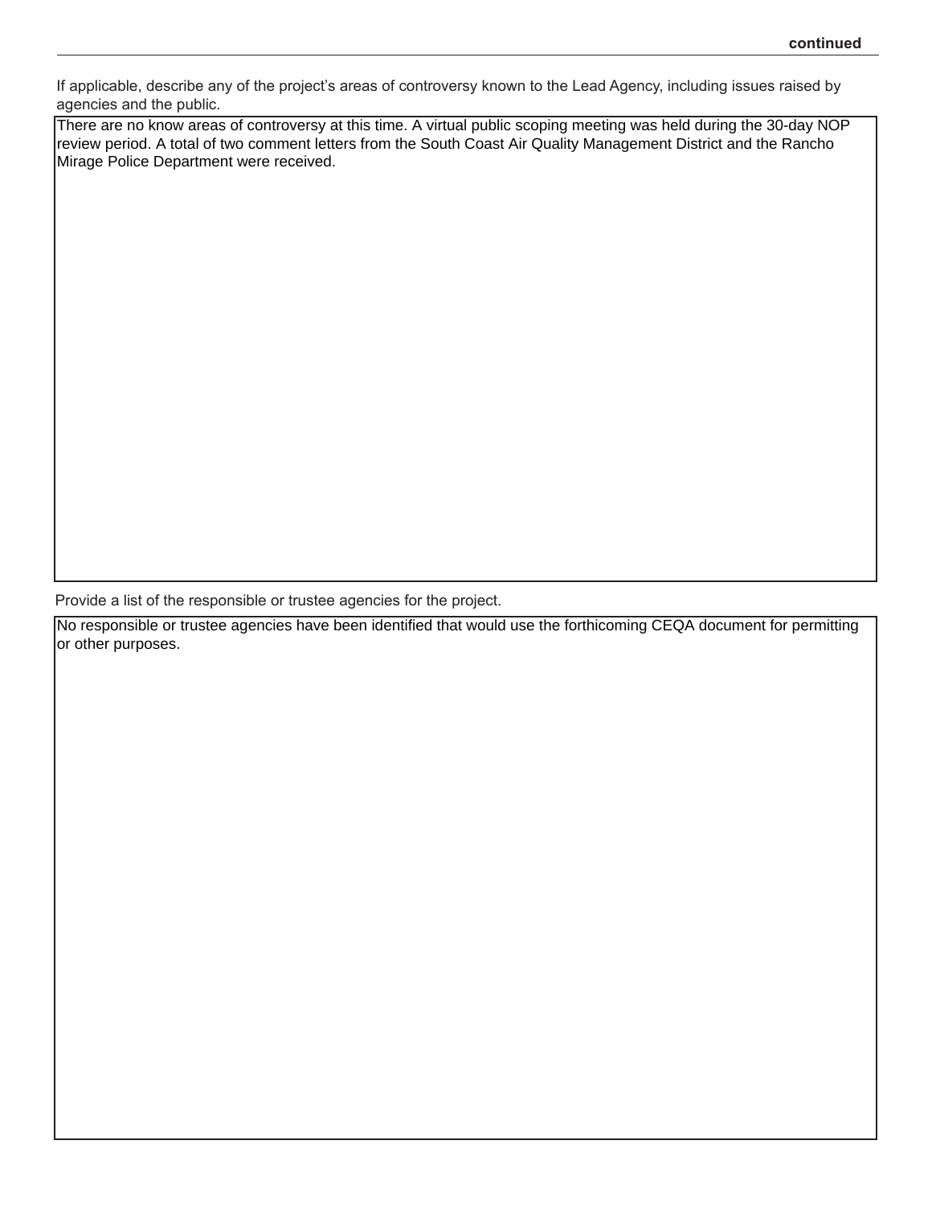**continued**

If applicable, describe any of the project's areas of controversy known to the Lead Agency, including issues raised by agencies and the public.

There are no know areas of controversy at this time. A virtual public scoping meeting was held during the 30-day NOP review period. A total of two comment letters from the South Coast Air Quality Management District and the Rancho Mirage Police Department were received.

Provide a list of the responsible or trustee agencies for the project.

No responsible or trustee agencies have been identified that would use the forthcoming CEQA document for permitting or other purposes.